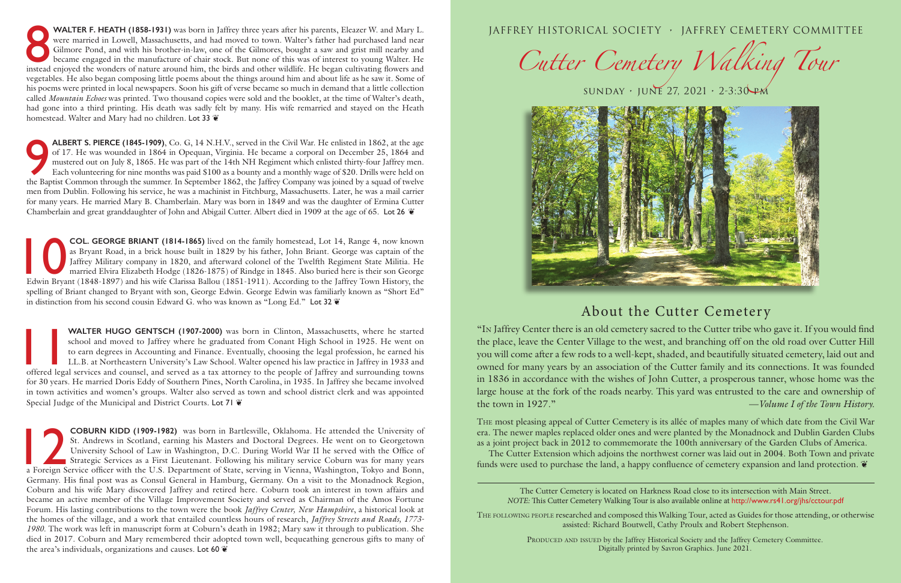**8 WALTER F. HEATH (1858-1931)** was born in Jaffrey three years after his parents, Eleazer W. and Mary L. were married in Lowell, Massachusetts, and had moved to town. Walter's father had purchased land near Gilmore Pond, and with his brother-in-law, one of the Gilmores, bought a saw and grist mill nearby and became engaged in the manufacture of chair stock. But none of this was of interest to young Walter. He instead enjoyed the wonders of nature around him, the birds and other wildlife. He began cultivating flowers and vegetables. He also began composing little poems about the things around him and about life as he saw it. Some of his poems were printed in local newspapers. Soon his gift of verse became so much in demand that a little collection called *Mountain Echoes* was printed. Two thousand copies were sold and the booklet, at the time of Walter's death, had gone into a third printing. His death was sadly felt by many. His wife remarried and stayed on the Heath homestead. Walter and Mary had no children. Lot 33 ❦

**9 ALBERT S. PIERCE (1845-1909)**, Co. G, 14 N.H.V., served in the Civil War. He enlisted in 1862, at the age of 17. He was wounded in 1864 in Opequan, Virginia. He became a corporal on December 25, 1864 and mustered out on July 8, 1865. He was part of the 14th NH Regiment which enlisted thirty-four Jaffrey men. Each volunteering for nine months was paid $100 as a bounty and a monthly wage of $20. Drills were held on the Baptist Common through the summer. In September 1862, the Jaffrey Company was joined by a squad of twelve men from Dublin. Following his service, he was a machinist in Fitchburg, Massachusetts. Later, he was a mail carrier for many years. He married Mary B. Chamberlain. Mary was born in 1849 and was the daughter of Ermina Cutter Chamberlain and great granddaughter of John and Abigail Cutter. Albert died in 1909 at the age of 65. Lot 26 ❦

**10 COL. GEORGE BRIANT (1814-1865)** lived on the family homestead, Lot 14, Range 4, now known as Bryant Road, in a brick house built in 1829 by his father, John Briant. George was captain of the Jaffrey Military company in 1820, and afterward colonel of the Twelfth Regiment State Militia. He married Elvira Elizabeth Hodge (1826-1875) of Rindge in 1845. Also buried here is their son George Edwin Bryant (1848-1897) and his wife Clarissa Ballou (1851-1911). According to the Jaffrey Town History, the spelling of Briant changed to Bryant with son, George Edwin. George Edwin was familiarly known as "Short Ed" in distinction from his second cousin Edward G. who was known as "Long Ed." Lot 32 ❦

**11 WALTER HUGO GENTSCH (1907-2000)** was born in Clinton, Massachusetts, where he started school and moved to Jaffrey where he graduated from Conant High School in 1925. He went on to earn degrees in Accounting and Finance. Eventually, choosing the legal profession, he earned his LL.B. at Northeastern University's Law School. Walter opened his law practice in Jaffrey in 1933 and offered legal services and counsel, and served as a tax attorney to the people of Jaffrey and surrounding towns for 30 years. He married Doris Eddy of Southern Pines, North Carolina, in 1935. In Jaffrey she became involved in town activities and women's groups. Walter also served as town and school district clerk and was appointed Special Judge of the Municipal and District Courts. Lot 71 ❦

**12 COBURN KIDD (1909-1982)** was born in Bartlesville, Oklahoma. He attended the University of St. Andrews in Scotland, earning his Masters and Doctoral Degrees. He went on to Georgetown University School of Law in Washington, D.C. During World War II he served with the Office of Strategic Services as a First Lieutenant. Following his military service Coburn was for many years a Foreign Service officer with the U.S. Department of State, serving in Vienna, Washington, Tokyo and Bonn, Germany. His final post was as Consul General in Hamburg, Germany. On a visit to the Monadnock Region, Coburn and his wife Mary discovered Jaffrey and retired here. Coburn took an interest in town affairs and became an active member of the Village Improvement Society and served as Chairman of the Amos Fortune Forum. His lasting contributions to the town were the book *Jaffrey Center, New Hampshire*, a historical look at the homes of the village, and a work that entailed countless hours of research, *Jaffrey Streets and Roads, 1773-1980*. The work was left in manuscript form at Coburn's death in 1982; Mary saw it through to publication. She died in 2017. Coburn and Mary remembered their adopted town well, bequeathing generous gifts to many of the area's individuals, organizations and causes. Lot 60 ❦

JAFFREY HISTORICAL SOCIETY · JAFFREY CEMETERY COMMITTEE

# *Cutter Cemetery Walking Tour*

SUNDAY · JUNE 27, 2021 · 2-3:30 PM

## About the Cutter Cemetery

"In Jaffrey Center there is an old cemetery sacred to the Cutter tribe who gave it. If you would find the place, leave the Center Village to the west, and branching off on the old road over Cutter Hill you will come after a few rods to a well-kept, shaded, and beautifully situated cemetery, laid out and owned for many years by an association of the Cutter family and its connections. It was founded in 1836 in accordance with the wishes of John Cutter, a prosperous tanner, whose home was the large house at the fork of the roads nearby. This yard was entrusted to the care and ownership of the town in 1927." —*Volume I of the Town History.*

The most pleasing appeal of Cutter Cemetery is its allée of maples many of which date from the Civil War era. The newer maples replaced older ones and were planted by the Monadnock and Dublin Garden Clubs as a joint project back in 2012 to commemorate the 100th anniversary of the Garden Clubs of America.

The Cutter Extension which adjoins the northwest corner was laid out in 2004. Both Town and private funds were used to purchase the land, a happy confluence of cemetery expansion and land protection. ❦

The Cutter Cemetery is located on Harkness Road close to its intersection with Main Street.
*NOTE:* This Cutter Cemetery Walking Tour is also available online at http://www.rs41.org/jhs/cctour.pdf

The following people researched and composed this Walking Tour, acted as Guides for those attending, or otherwise assisted: Richard Boutwell, Cathy Proulx and Robert Stephenson.

Produced and issued by the Jaffrey Historical Society and the Jaffrey Cemetery Committee.
Digitally printed by Savron Graphics. June 2021.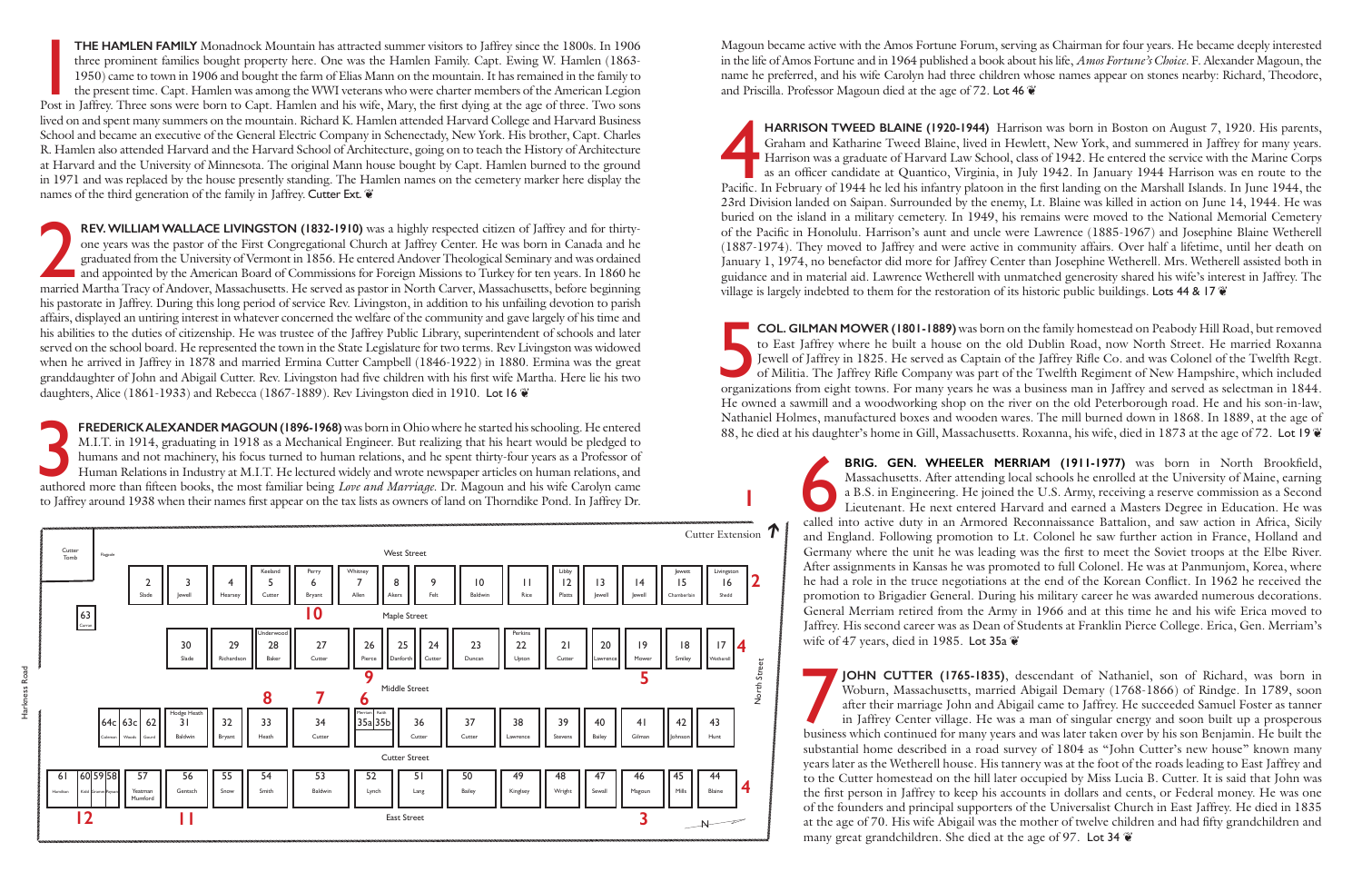**1 THE HAMLEN FAMILY** Monadnock Mountain has attracted summer visitors to Jaffrey since the 1800s. In 1906 three prominent families bought property here. One was the Hamlen Family. Capt. Ewing W. Hamlen (1863-1950) came to town in 1906 and bought the farm of Elias Mann on the mountain. It has remained in the family to the present time. Capt. Hamlen was among the WWI veterans who were charter members of the American Legion Post in Jaffrey. Three sons were born to Capt. Hamlen and his wife, Mary, the first dying at the age of three. Two sons lived on and spent many summers on the mountain. Richard K. Hamlen attended Harvard College and Harvard Business School and became an executive of the General Electric Company in Schenectady, New York. His brother, Capt. Charles R. Hamlen also attended Harvard and the Harvard School of Architecture, going on to teach the History of Architecture at Harvard and the University of Minnesota. The original Mann house bought by Capt. Hamlen burned to the ground in 1971 and was replaced by the house presently standing. The Hamlen names on the cemetery marker here display the names of the third generation of the family in Jaffrey. Cutter Ext. ❦

**2 REV. WILLIAM WALLACE LIVINGSTON (1832-1910)** was a highly respected citizen of Jaffrey and for thirty-one years was the pastor of the First Congregational Church at Jaffrey Center. He was born in Canada and he graduated from the University of Vermont in 1856. He entered Andover Theological Seminary and was ordained and appointed by the American Board of Commissions for Foreign Missions to Turkey for ten years. In 1860 he married Martha Tracy of Andover, Massachusetts. He served as pastor in North Carver, Massachusetts, before beginning his pastorate in Jaffrey. During this long period of service Rev. Livingston, in addition to his unfailing devotion to parish affairs, displayed an untiring interest in whatever concerned the welfare of the community and gave largely of his time and his abilities to the duties of citizenship. He was trustee of the Jaffrey Public Library, superintendent of schools and later served on the school board. He represented the town in the State Legislature for two terms. Rev Livingston was widowed when he arrived in Jaffrey in 1878 and married Ermina Cutter Campbell (1846-1922) in 1880. Ermina was the great granddaughter of John and Abigail Cutter. Rev. Livingston had five children with his first wife Martha. Here lie his two daughters, Alice (1861-1933) and Rebecca (1867-1889). Rev Livingston died in 1910. Lot 16 ❦

**3 FREDERICK ALEXANDER MAGOUN (1896-1968)** was born in Ohio where he started his schooling. He entered M.I.T. in 1914, graduating in 1918 as a Mechanical Engineer. But realizing that his heart would be pledged to humans and not machinery, his focus turned to human relations, and he spent thirty-four years as a Professor of Human Relations in Industry at M.I.T. He lectured widely and wrote newspaper articles on human relations, and authored more than fifteen books, the most familiar being *Love and Marriage*. Dr. Magoun and his wife Carolyn came to Jaffrey around 1938 when their names first appear on the tax lists as owners of land on Thorndike Pond. In Jaffrey Dr. Magoun became active with the Amos Fortune Forum, serving as Chairman for four years. He became deeply interested in the life of Amos Fortune and in 1964 published a book about his life, *Amos Fortune's Choice*. F. Alexander Magoun, the name he preferred, and his wife Carolyn had three children whose names appear on stones nearby: Richard, Theodore, and Priscilla. Professor Magoun died at the age of 72. Lot 46 ❦

**4 HARRISON TWEED BLAINE (1920-1944)** Harrison was born in Boston on August 7, 1920. His parents, Graham and Katharine Tweed Blaine, lived in Hewlett, New York, and summered in Jaffrey for many years. Harrison was a graduate of Harvard Law School, class of 1942. He entered the service with the Marine Corps as an officer candidate at Quantico, Virginia, in July 1942. In January 1944 Harrison was en route to the Pacific. In February of 1944 he led his infantry platoon in the first landing on the Marshall Islands. In June 1944, the 23rd Division landed on Saipan. Surrounded by the enemy, Lt. Blaine was killed in action on June 14, 1944. He was buried on the island in a military cemetery. In 1949, his remains were moved to the National Memorial Cemetery of the Pacific in Honolulu. Harrison's aunt and uncle were Lawrence (1885-1967) and Josephine Blaine Wetherell (1887-1974). They moved to Jaffrey and were active in community affairs. Over half a lifetime, until her death on January 1, 1974, no benefactor did more for Jaffrey Center than Josephine Wetherell. Mrs. Wetherell assisted both in guidance and in material aid. Lawrence Wetherell with unmatched generosity shared his wife's interest in Jaffrey. The village is largely indebted to them for the restoration of its historic public buildings. Lots 44 & 17 ❦

**5 COL. GILMAN MOWER (1801-1889)** was born on the family homestead on Peabody Hill Road, but removed to East Jaffrey where he built a house on the old Dublin Road, now North Street. He married Roxanna Jewell of Jaffrey in 1825. He served as Captain of the Jaffrey Rifle Co. and was Colonel of the Twelfth Regt. of Militia. The Jaffrey Rifle Company was part of the Twelfth Regiment of New Hampshire, which included organizations from eight towns. For many years he was a business man in Jaffrey and served as selectman in 1844. He owned a sawmill and a woodworking shop on the river on the old Peterborough road. He and his son-in-law, Nathaniel Holmes, manufactured boxes and wooden wares. The mill burned down in 1868. In 1889, at the age of 88, he died at his daughter's home in Gill, Massachusetts. Roxanna, his wife, died in 1873 at the age of 72. Lot 19 ❦

**6 BRIG. GEN. WHEELER MERRIAM (1911-1977)** was born in North Brookfield, Massachusetts. After attending local schools he enrolled at the University of Maine, earning a B.S. in Engineering. He joined the U.S. Army, receiving a reserve commission as a Second Lieutenant. He next entered Harvard and earned a Masters Degree in Education. He was called into active duty in an Armored Reconnaissance Battalion, and saw action in Africa, Sicily and England. Following promotion to Lt. Colonel he saw further action in France, Holland and Germany where the unit he was leading was the first to meet the Soviet troops at the Elbe River. After assignments in Kansas he was promoted to full Colonel. He was at Panmunjom, Korea, where he had a role in the truce negotiations at the end of the Korean Conflict. In 1962 he received the promotion to Brigadier General. During his military career he was awarded numerous decorations. General Merriam retired from the Army in 1966 and at this time he and his wife Erica moved to Jaffrey. His second career was as Dean of Students at Franklin Pierce College. Erica, Gen. Merriam's wife of 47 years, died in 1985. Lot 35a ❦

**7 JOHN CUTTER (1765-1835)**, descendant of Nathaniel, son of Richard, was born in Woburn, Massachusetts, married Abigail Demary (1768-1866) of Rindge. In 1789, soon after their marriage John and Abigail came to Jaffrey. He succeeded Samuel Foster as tanner in Jaffrey Center village. He was a man of singular energy and soon built up a prosperous business which continued for many years and was later taken over by his son Benjamin. He built the substantial home described in a road survey of 1804 as "John Cutter's new house" known many years later as the Wetherell house. His tannery was at the foot of the roads leading to East Jaffrey and to the Cutter homestead on the hill later occupied by Miss Lucia B. Cutter. It is said that John was the first person in Jaffrey to keep his accounts in dollars and cents, or Federal money. He was one of the founders and principal supporters of the Universalist Church in East Jaffrey. He died in 1835 at the age of 70. His wife Abigail was the mother of twelve children and had fifty grandchildren and many great grandchildren. She died at the age of 97. Lot 34 ❦

Cutter Extension 1

Cutter Tomb, Nagyale

West Street

2 Slade, 3 Jewell, 4 Hearsey, 5 Keeland Cutter, 6 Perry Bryant, 7 Whitney Allen, 8 Akers, 9 Fels, 10 Baldwin, 11 Rice, 12 Libby Platts, 13 Jewell, 14 Jewell, 15 Jewett Chamberlain, 16 Livingston Shedd — 2

63 Conrad

10 — Maple Street

30 Slade, 29 Richardson, 28 Underwood Baker, 27 Cutter, 26 Pierce, 25 Danforth, 24 Cutter, 23 Duncan, 22 Perkins Upton, 21 Cutter, 20 Lawrence, 19 Mower, 18 Smiley, 17 Wetherell — 4

9 — 8 — 7 — 6 — 5 — Middle Street

64c Coleman, 63c Woods, 62 Gound, 31 Hodge Heath Baldwin, 32 Bryant, 33 Heath, 34 Cutter, 35a Merriam, 35b Keith, 36 Cutter, 37 Cutter, 38 Lawrence, 39 Stevens, 40 Bailey, 41 Gilman, 42 Johnson, 43 Hunt

Cutter Street

61 Hamilton, 60 Kidd, 59 Gruner, 58 Reynolds, 57 Yeatman Mumford, 56 Gentsch, 55 Snow, 54 Smith, 53 Baldwin, 52 Lynch, 51 Lang, 50 Bailey, 49 Kingsley, 48 Wright, 47 Sewall, 46 Magoun, 45 Mills, 44 Blaine — 4

12 — 11 — East Street — 3

Harkness Road — North Street — N